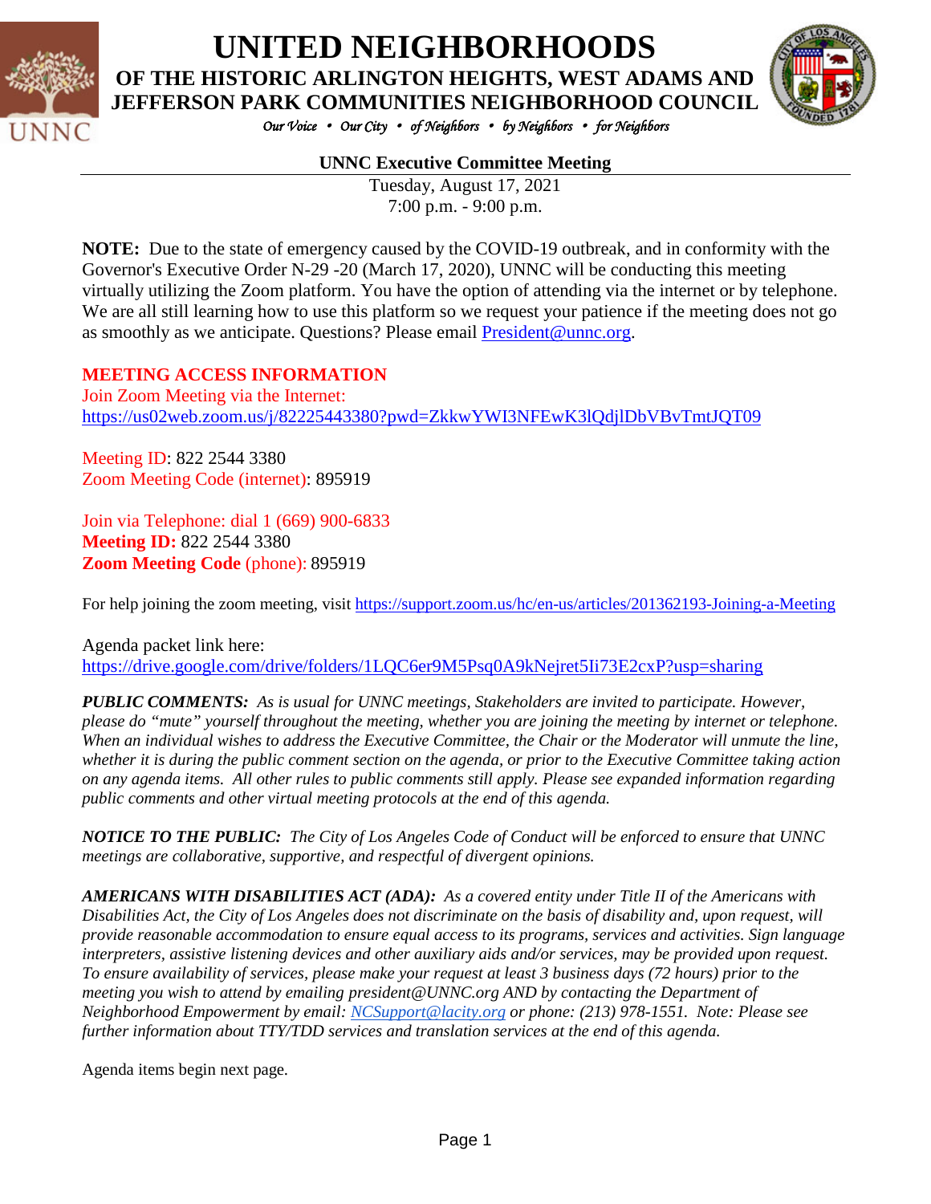# UNITED NEIGHBORHOODS

## OF THE HISTORIC ARLINGTON HEIGHTS, WEST ADAMS AND JEFFERSON PARK COMMUNITIES NEIGHBORHOOD COUNCIL

*Our Voice • Our City • of Neighbors • by Neighbors • for Neighbors*

### UNNC Executive Committee Meeting

Tuesday, August 17, 2021
7:00 p.m. - 9:00 p.m.

**NOTE:** Due to the state of emergency caused by the COVID-19 outbreak, and in conformity with the Governor's Executive Order N-29 -20 (March 17, 2020), UNNC will be conducting this meeting virtually utilizing the Zoom platform. You have the option of attending via the internet or by telephone. We are all still learning how to use this platform so we request your patience if the meeting does not go as smoothly as we anticipate. Questions? Please email President@unnc.org.

**MEETING ACCESS INFORMATION**

Join Zoom Meeting via the Internet:
https://us02web.zoom.us/j/82225443380?pwd=ZkkwYWI3NFEwK3lQdjlDbVBvTmtJQT09

Meeting ID: 822 2544 3380
Zoom Meeting Code (internet): 895919

Join via Telephone: dial 1 (669) 900-6833
**Meeting ID:** 822 2544 3380
**Zoom Meeting Code** (phone): 895919

For help joining the zoom meeting, visit https://support.zoom.us/hc/en-us/articles/201362193-Joining-a-Meeting

Agenda packet link here:
https://drive.google.com/drive/folders/1LQC6er9M5Psq0A9kNejret5Ii73E2cxP?usp=sharing

***PUBLIC COMMENTS:*** *As is usual for UNNC meetings, Stakeholders are invited to participate. However, please do "mute" yourself throughout the meeting, whether you are joining the meeting by internet or telephone. When an individual wishes to address the Executive Committee, the Chair or the Moderator will unmute the line, whether it is during the public comment section on the agenda, or prior to the Executive Committee taking action on any agenda items. All other rules to public comments still apply. Please see expanded information regarding public comments and other virtual meeting protocols at the end of this agenda.*

***NOTICE TO THE PUBLIC:*** *The City of Los Angeles Code of Conduct will be enforced to ensure that UNNC meetings are collaborative, supportive, and respectful of divergent opinions.*

***AMERICANS WITH DISABILITIES ACT (ADA):*** *As a covered entity under Title II of the Americans with Disabilities Act, the City of Los Angeles does not discriminate on the basis of disability and, upon request, will provide reasonable accommodation to ensure equal access to its programs, services and activities. Sign language interpreters, assistive listening devices and other auxiliary aids and/or services, may be provided upon request. To ensure availability of services, please make your request at least 3 business days (72 hours) prior to the meeting you wish to attend by emailing president@UNNC.org AND by contacting the Department of Neighborhood Empowerment by email: NCSupport@lacity.org or phone: (213) 978-1551. Note: Please see further information about TTY/TDD services and translation services at the end of this agenda.*

Agenda items begin next page.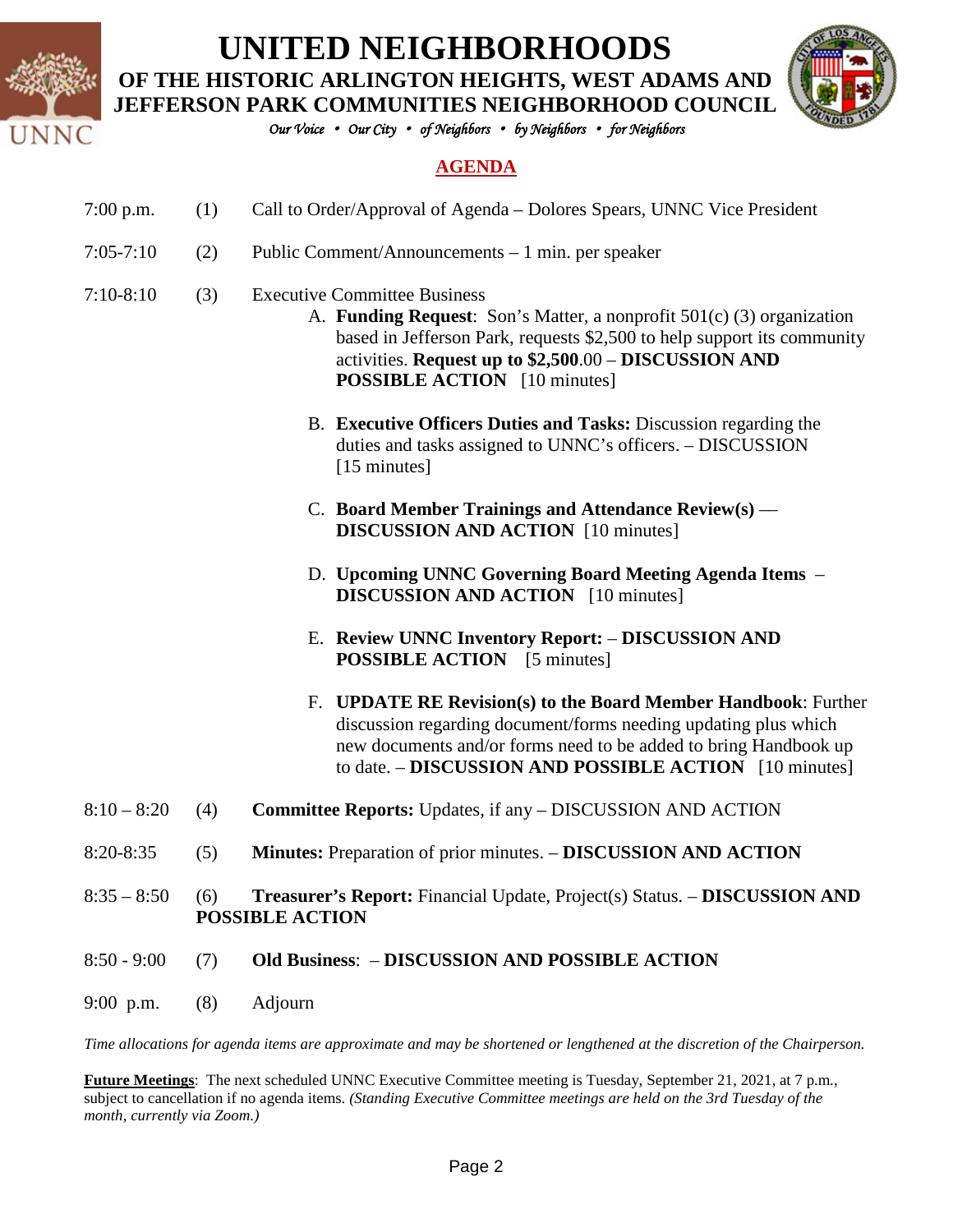# UNITED NEIGHBORHOODS

## OF THE HISTORIC ARLINGTON HEIGHTS, WEST ADAMS AND JEFFERSON PARK COMMUNITIES NEIGHBORHOOD COUNCIL

*Our Voice • Our City • of Neighbors • by Neighbors • for Neighbors*

## AGENDA

7:00 p.m. (1) Call to Order/Approval of Agenda – Dolores Spears, UNNC Vice President

7:05-7:10 (2) Public Comment/Announcements – 1 min. per speaker

7:10-8:10 (3) Executive Committee Business

A. **Funding Request**: Son's Matter, a nonprofit 501(c) (3) organization based in Jefferson Park, requests $2,500 to help support its community activities. **Request up to $2,500**.00 – **DISCUSSION AND POSSIBLE ACTION** [10 minutes]

B. **Executive Officers Duties and Tasks:** Discussion regarding the duties and tasks assigned to UNNC's officers. – DISCUSSION [15 minutes]

C. **Board Member Trainings and Attendance Review(s)** — **DISCUSSION AND ACTION** [10 minutes]

D. **Upcoming UNNC Governing Board Meeting Agenda Items** – **DISCUSSION AND ACTION** [10 minutes]

E. **Review UNNC Inventory Report:** – **DISCUSSION AND POSSIBLE ACTION** [5 minutes]

F. **UPDATE RE Revision(s) to the Board Member Handbook**: Further discussion regarding document/forms needing updating plus which new documents and/or forms need to be added to bring Handbook up to date. – **DISCUSSION AND POSSIBLE ACTION** [10 minutes]

8:10 – 8:20 (4) **Committee Reports:** Updates, if any – DISCUSSION AND ACTION

8:20-8:35 (5) **Minutes:** Preparation of prior minutes. – **DISCUSSION AND ACTION**

8:35 – 8:50 (6) **Treasurer's Report:** Financial Update, Project(s) Status. – **DISCUSSION AND POSSIBLE ACTION**

8:50 - 9:00 (7) **Old Business**: – **DISCUSSION AND POSSIBLE ACTION**

9:00 p.m. (8) Adjourn

*Time allocations for agenda items are approximate and may be shortened or lengthened at the discretion of the Chairperson.*

**Future Meetings**: The next scheduled UNNC Executive Committee meeting is Tuesday, September 21, 2021, at 7 p.m., subject to cancellation if no agenda items. *(Standing Executive Committee meetings are held on the 3rd Tuesday of the month, currently via Zoom.)*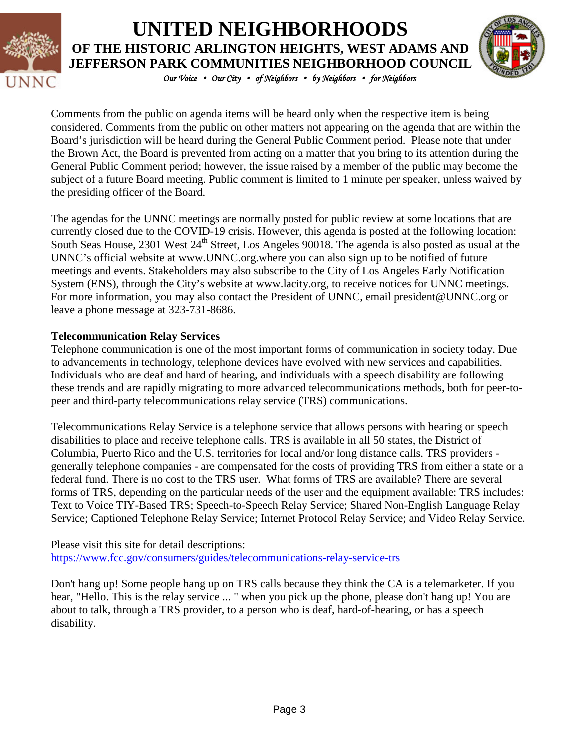Comments from the public on agenda items will be heard only when the respective item is being considered. Comments from the public on other matters not appearing on the agenda that are within the Board's jurisdiction will be heard during the General Public Comment period. Please note that under the Brown Act, the Board is prevented from acting on a matter that you bring to its attention during the General Public Comment period; however, the issue raised by a member of the public may become the subject of a future Board meeting. Public comment is limited to 1 minute per speaker, unless waived by the presiding officer of the Board.

The agendas for the UNNC meetings are normally posted for public review at some locations that are currently closed due to the COVID-19 crisis. However, this agenda is posted at the following location: South Seas House, 2301 West 24th Street, Los Angeles 90018. The agenda is also posted as usual at the UNNC's official website at www.UNNC.org.where you can also sign up to be notified of future meetings and events. Stakeholders may also subscribe to the City of Los Angeles Early Notification System (ENS), through the City's website at www.lacity.org, to receive notices for UNNC meetings. For more information, you may also contact the President of UNNC, email president@UNNC.org or leave a phone message at 323-731-8686.

**Telecommunication Relay Services**

Telephone communication is one of the most important forms of communication in society today. Due to advancements in technology, telephone devices have evolved with new services and capabilities. Individuals who are deaf and hard of hearing, and individuals with a speech disability are following these trends and are rapidly migrating to more advanced telecommunications methods, both for peer-to-peer and third-party telecommunications relay service (TRS) communications.

Telecommunications Relay Service is a telephone service that allows persons with hearing or speech disabilities to place and receive telephone calls. TRS is available in all 50 states, the District of Columbia, Puerto Rico and the U.S. territories for local and/or long distance calls. TRS providers - generally telephone companies - are compensated for the costs of providing TRS from either a state or a federal fund. There is no cost to the TRS user. What forms of TRS are available? There are several forms of TRS, depending on the particular needs of the user and the equipment available: TRS includes: Text to Voice TIY-Based TRS; Speech-to-Speech Relay Service; Shared Non-English Language Relay Service; Captioned Telephone Relay Service; Internet Protocol Relay Service; and Video Relay Service.

Please visit this site for detail descriptions:
https://www.fcc.gov/consumers/guides/telecommunications-relay-service-trs

Don't hang up! Some people hang up on TRS calls because they think the CA is a telemarketer. If you hear, "Hello. This is the relay service ... " when you pick up the phone, please don't hang up! You are about to talk, through a TRS provider, to a person who is deaf, hard-of-hearing, or has a speech disability.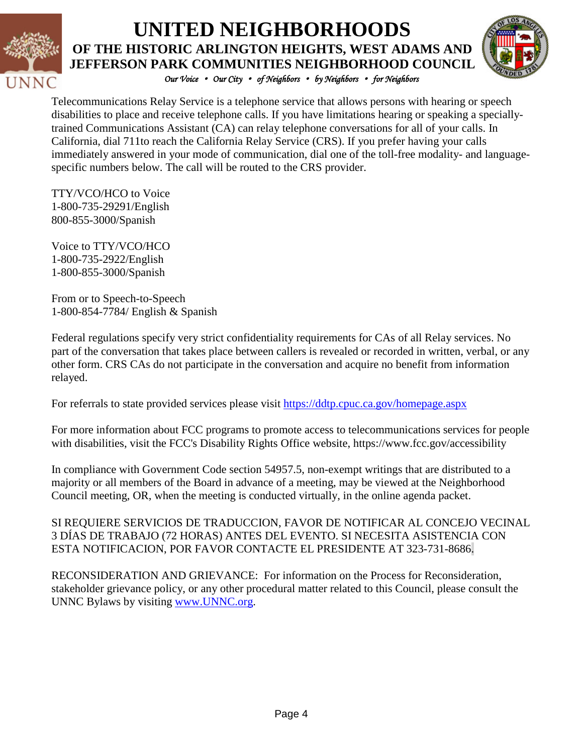# UNITED NEIGHBORHOODS

## OF THE HISTORIC ARLINGTON HEIGHTS, WEST ADAMS AND JEFFERSON PARK COMMUNITIES NEIGHBORHOOD COUNCIL

*Our Voice • Our City • of Neighbors • by Neighbors • for Neighbors*

Telecommunications Relay Service is a telephone service that allows persons with hearing or speech disabilities to place and receive telephone calls. If you have limitations hearing or speaking a specially-trained Communications Assistant (CA) can relay telephone conversations for all of your calls. In California, dial 711to reach the California Relay Service (CRS). If you prefer having your calls immediately answered in your mode of communication, dial one of the toll-free modality- and language-specific numbers below. The call will be routed to the CRS provider.

TTY/VCO/HCO to Voice
1-800-735-29291/English
800-855-3000/Spanish

Voice to TTY/VCO/HCO
1-800-735-2922/English
1-800-855-3000/Spanish

From or to Speech-to-Speech
1-800-854-7784/ English & Spanish

Federal regulations specify very strict confidentiality requirements for CAs of all Relay services. No part of the conversation that takes place between callers is revealed or recorded in written, verbal, or any other form. CRS CAs do not participate in the conversation and acquire no benefit from information relayed.

For referrals to state provided services please visit https://ddtp.cpuc.ca.gov/homepage.aspx

For more information about FCC programs to promote access to telecommunications services for people with disabilities, visit the FCC's Disability Rights Office website, https://www.fcc.gov/accessibility

In compliance with Government Code section 54957.5, non-exempt writings that are distributed to a majority or all members of the Board in advance of a meeting, may be viewed at the Neighborhood Council meeting, OR, when the meeting is conducted virtually, in the online agenda packet.

SI REQUIERE SERVICIOS DE TRADUCCION, FAVOR DE NOTIFICAR AL CONCEJO VECINAL 3 DÍAS DE TRABAJO (72 HORAS) ANTES DEL EVENTO. SI NECESITA ASISTENCIA CON ESTA NOTIFICACION, POR FAVOR CONTACTE EL PRESIDENTE AT 323-731-8686.

RECONSIDERATION AND GRIEVANCE: For information on the Process for Reconsideration, stakeholder grievance policy, or any other procedural matter related to this Council, please consult the UNNC Bylaws by visiting www.UNNC.org.